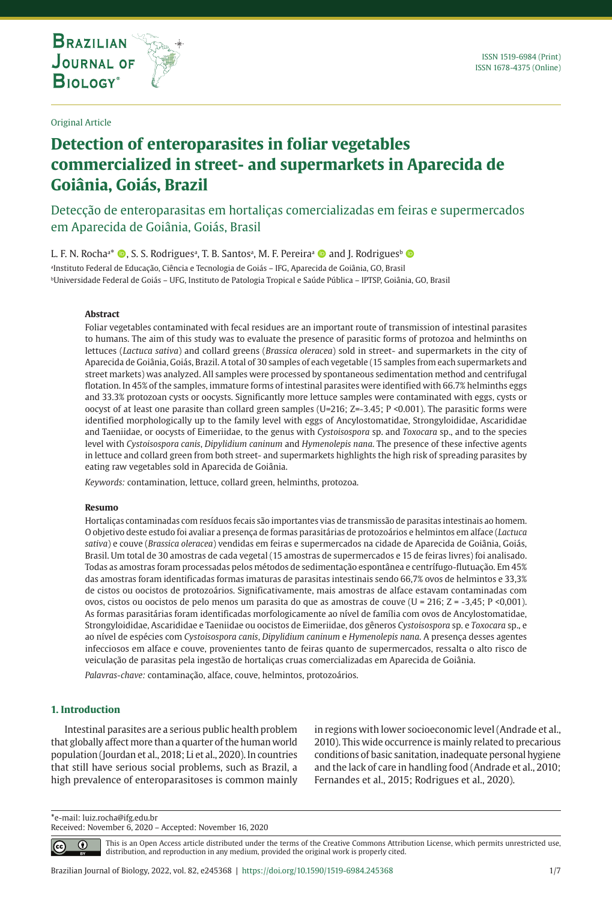Original Article

# Detection of enteroparasites in foliar vegetables commercialized in street- and supermarkets in Aparecida de Goiânia, Goiás, Brazil

Detecção de enteroparasitas em hortaliças comercializadas em feiras e supermercados em Aparecida de Goiânia, Goiás, Brasil

L. F. N. Rocha[a]*, S. S. Rodrigues[a], T. B. Santos[a], M. F. Pereira[a] and J. Rodrigues[b]

[a]Instituto Federal de Educação, Ciência e Tecnologia de Goiás – IFG, Aparecida de Goiânia, GO, Brasil
[b]Universidade Federal de Goiás – UFG, Instituto de Patologia Tropical e Saúde Pública – IPTSP, Goiânia, GO, Brasil

### Abstract

Foliar vegetables contaminated with fecal residues are an important route of transmission of intestinal parasites to humans. The aim of this study was to evaluate the presence of parasitic forms of protozoa and helminths on lettuces (*Lactuca sativa*) and collard greens (*Brassica oleracea*) sold in street- and supermarkets in the city of Aparecida de Goiânia, Goiás, Brazil. A total of 30 samples of each vegetable (15 samples from each supermarkets and street markets) was analyzed. All samples were processed by spontaneous sedimentation method and centrifugal flotation. In 45% of the samples, immature forms of intestinal parasites were identified with 66.7% helminths eggs and 33.3% protozoan cysts or oocysts. Significantly more lettuce samples were contaminated with eggs, cysts or oocyst of at least one parasite than collard green samples (U=216; Z=-3.45; P <0.001). The parasitic forms were identified morphologically up to the family level with eggs of Ancylostomatidae, Strongyloididae, Ascarididae and Taeniidae, or oocysts of Eimeriidae, to the genus with *Cystoisospora* sp. and *Toxocara* sp., and to the species level with *Cystoisospora canis*, *Dipylidium caninum* and *Hymenolepis nana*. The presence of these infective agents in lettuce and collard green from both street- and supermarkets highlights the high risk of spreading parasites by eating raw vegetables sold in Aparecida de Goiânia.

*Keywords:* contamination, lettuce, collard green, helminths, protozoa.

### Resumo

Hortaliças contaminadas com resíduos fecais são importantes vias de transmissão de parasitas intestinais ao homem. O objetivo deste estudo foi avaliar a presença de formas parasitárias de protozoários e helmintos em alface (*Lactuca sativa*) e couve (*Brassica oleracea*) vendidas em feiras e supermercados na cidade de Aparecida de Goiânia, Goiás, Brasil. Um total de 30 amostras de cada vegetal (15 amostras de supermercados e 15 de feiras livres) foi analisado. Todas as amostras foram processadas pelos métodos de sedimentação espontânea e centrífugo-flutuação. Em 45% das amostras foram identificadas formas imaturas de parasitas intestinais sendo 66,7% ovos de helmintos e 33,3% de cistos ou oocistos de protozoários. Significativamente, mais amostras de alface estavam contaminadas com ovos, cistos ou oocistos de pelo menos um parasita do que as amostras de couve (U = 216; Z = -3,45; P <0,001). As formas parasitárias foram identificadas morfologicamente ao nível de família com ovos de Ancylostomatidae, Strongyloididae, Ascarididae e Taeniidae ou oocistos de Eimeriidae, dos gêneros *Cystoisospora* sp. e *Toxocara* sp., e ao nível de espécies com *Cystoisospora canis*, *Dipylidium caninum* e *Hymenolepis nana*. A presença desses agentes infecciosos em alface e couve, provenientes tanto de feiras quanto de supermercados, ressalta o alto risco de veiculação de parasitas pela ingestão de hortaliças cruas comercializadas em Aparecida de Goiânia.

*Palavras-chave:* contaminação, alface, couve, helmintos, protozoários.

## 1. Introduction

Intestinal parasites are a serious public health problem that globally affect more than a quarter of the human world population (Jourdan et al., 2018; Li et al., 2020). In countries that still have serious social problems, such as Brazil, a high prevalence of enteroparasitoses is common mainly in regions with lower socioeconomic level (Andrade et al., 2010). This wide occurrence is mainly related to precarious conditions of basic sanitation, inadequate personal hygiene and the lack of care in handling food (Andrade et al., 2010; Fernandes et al., 2015; Rodrigues et al., 2020).

*e-mail: luiz.rocha@ifg.edu.br
Received: November 6, 2020 – Accepted: November 16, 2020

This is an Open Access article distributed under the terms of the Creative Commons Attribution License, which permits unrestricted use, distribution, and reproduction in any medium, provided the original work is properly cited.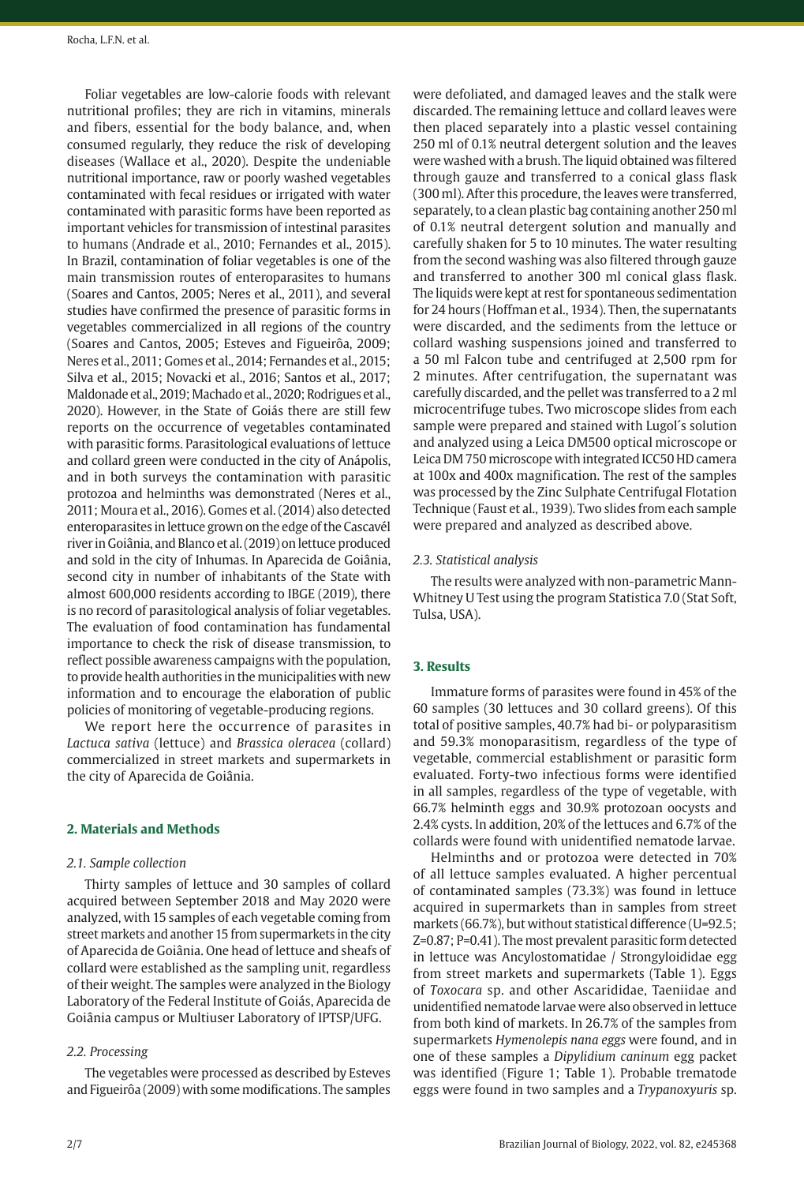Foliar vegetables are low-calorie foods with relevant nutritional profiles; they are rich in vitamins, minerals and fibers, essential for the body balance, and, when consumed regularly, they reduce the risk of developing diseases (Wallace et al., 2020). Despite the undeniable nutritional importance, raw or poorly washed vegetables contaminated with fecal residues or irrigated with water contaminated with parasitic forms have been reported as important vehicles for transmission of intestinal parasites to humans (Andrade et al., 2010; Fernandes et al., 2015). In Brazil, contamination of foliar vegetables is one of the main transmission routes of enteroparasites to humans (Soares and Cantos, 2005; Neres et al., 2011), and several studies have confirmed the presence of parasitic forms in vegetables commercialized in all regions of the country (Soares and Cantos, 2005; Esteves and Figueirôa, 2009; Neres et al., 2011; Gomes et al., 2014; Fernandes et al., 2015; Silva et al., 2015; Novacki et al., 2016; Santos et al., 2017; Maldonade et al., 2019; Machado et al., 2020; Rodrigues et al., 2020). However, in the State of Goiás there are still few reports on the occurrence of vegetables contaminated with parasitic forms. Parasitological evaluations of lettuce and collard green were conducted in the city of Anápolis, and in both surveys the contamination with parasitic protozoa and helminths was demonstrated (Neres et al., 2011; Moura et al., 2016). Gomes et al. (2014) also detected enteroparasites in lettuce grown on the edge of the Cascavél river in Goiânia, and Blanco et al. (2019) on lettuce produced and sold in the city of Inhumas. In Aparecida de Goiânia, second city in number of inhabitants of the State with almost 600,000 residents according to IBGE (2019), there is no record of parasitological analysis of foliar vegetables. The evaluation of food contamination has fundamental importance to check the risk of disease transmission, to reflect possible awareness campaigns with the population, to provide health authorities in the municipalities with new information and to encourage the elaboration of public policies of monitoring of vegetable-producing regions.

We report here the occurrence of parasites in *Lactuca sativa* (lettuce) and *Brassica oleracea* (collard) commercialized in street markets and supermarkets in the city of Aparecida de Goiânia.

## 2. Materials and Methods

### 2.1. Sample collection

Thirty samples of lettuce and 30 samples of collard acquired between September 2018 and May 2020 were analyzed, with 15 samples of each vegetable coming from street markets and another 15 from supermarkets in the city of Aparecida de Goiânia. One head of lettuce and sheafs of collard were established as the sampling unit, regardless of their weight. The samples were analyzed in the Biology Laboratory of the Federal Institute of Goiás, Aparecida de Goiânia campus or Multiuser Laboratory of IPTSP/UFG.

### 2.2. Processing

The vegetables were processed as described by Esteves and Figueirôa (2009) with some modifications. The samples were defoliated, and damaged leaves and the stalk were discarded. The remaining lettuce and collard leaves were then placed separately into a plastic vessel containing 250 ml of 0.1% neutral detergent solution and the leaves were washed with a brush. The liquid obtained was filtered through gauze and transferred to a conical glass flask (300 ml). After this procedure, the leaves were transferred, separately, to a clean plastic bag containing another 250 ml of 0.1% neutral detergent solution and manually and carefully shaken for 5 to 10 minutes. The water resulting from the second washing was also filtered through gauze and transferred to another 300 ml conical glass flask. The liquids were kept at rest for spontaneous sedimentation for 24 hours (Hoffman et al., 1934). Then, the supernatants were discarded, and the sediments from the lettuce or collard washing suspensions joined and transferred to a 50 ml Falcon tube and centrifuged at 2,500 rpm for 2 minutes. After centrifugation, the supernatant was carefully discarded, and the pellet was transferred to a 2 ml microcentrifuge tubes. Two microscope slides from each sample were prepared and stained with Lugol´s solution and analyzed using a Leica DM500 optical microscope or Leica DM 750 microscope with integrated ICC50 HD camera at 100x and 400x magnification. The rest of the samples was processed by the Zinc Sulphate Centrifugal Flotation Technique (Faust et al., 1939). Two slides from each sample were prepared and analyzed as described above.

### 2.3. Statistical analysis

The results were analyzed with non-parametric Mann-Whitney U Test using the program Statistica 7.0 (Stat Soft, Tulsa, USA).

## 3. Results

Immature forms of parasites were found in 45% of the 60 samples (30 lettuces and 30 collard greens). Of this total of positive samples, 40.7% had bi- or polyparasitism and 59.3% monoparasitism, regardless of the type of vegetable, commercial establishment or parasitic form evaluated. Forty-two infectious forms were identified in all samples, regardless of the type of vegetable, with 66.7% helminth eggs and 30.9% protozoan oocysts and 2.4% cysts. In addition, 20% of the lettuces and 6.7% of the collards were found with unidentified nematode larvae.

Helminths and or protozoa were detected in 70% of all lettuce samples evaluated. A higher percentual of contaminated samples (73.3%) was found in lettuce acquired in supermarkets than in samples from street markets (66.7%), but without statistical difference ($U=92.5$; $Z=0.87$; $P=0.41$). The most prevalent parasitic form detected in lettuce was Ancylostomatidae / Strongyloididae egg from street markets and supermarkets (Table 1). Eggs of *Toxocara* sp. and other Ascarididae, Taeniidae and unidentified nematode larvae were also observed in lettuce from both kind of markets. In 26.7% of the samples from supermarkets *Hymenolepis nana eggs* were found, and in one of these samples a *Dipylidium caninum* egg packet was identified (Figure 1; Table 1). Probable trematode eggs were found in two samples and a *Trypanoxyuris* sp.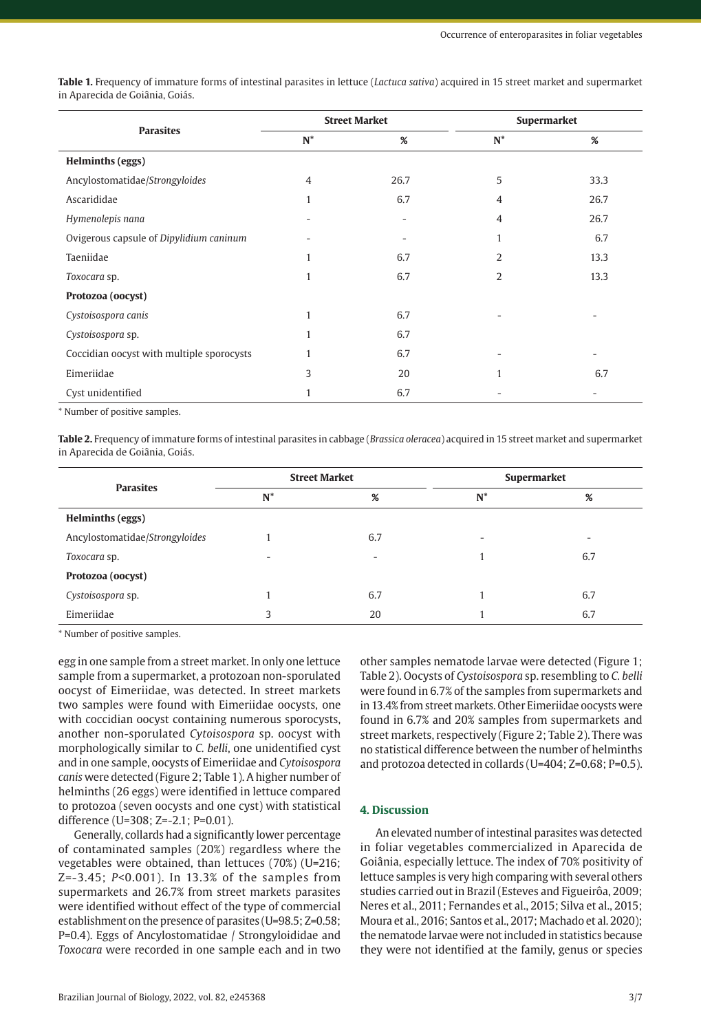**Table 1.** Frequency of immature forms of intestinal parasites in lettuce (*Lactuca sativa*) acquired in 15 street market and supermarket in Aparecida de Goiânia, Goiás.

| Parasites | Street Market | | Supermarket | |
|---|---|---|---|---|
| | N* | % | N* | % |
| **Helminths (eggs)** | | | | |
| Ancylostomatidae/*Strongyloides* | 4 | 26.7 | 5 | 33.3 |
| Ascarididae | 1 | 6.7 | 4 | 26.7 |
| *Hymenolepis nana* | - | - | 4 | 26.7 |
| Ovigerous capsule of *Dipylidium caninum* | - | - | 1 | 6.7 |
| Taeniidae | 1 | 6.7 | 2 | 13.3 |
| *Toxocara* sp. | 1 | 6.7 | 2 | 13.3 |
| **Protozoa (oocyst)** | | | | |
| *Cystoisospora canis* | 1 | 6.7 | - | - |
| *Cystoisospora* sp. | 1 | 6.7 | | |
| Coccidian oocyst with multiple sporocysts | 1 | 6.7 | - | - |
| Eimeriidae | 3 | 20 | 1 | 6.7 |
| Cyst unidentified | 1 | 6.7 | - | - |

* Number of positive samples.

**Table 2.** Frequency of immature forms of intestinal parasites in cabbage (*Brassica oleracea*) acquired in 15 street market and supermarket in Aparecida de Goiânia, Goiás.

| Parasites | Street Market | | Supermarket | |
|---|---|---|---|---|
| | N* | % | N* | % |
| **Helminths (eggs)** | | | | |
| Ancylostomatidae/*Strongyloides* | 1 | 6.7 | - | - |
| *Toxocara* sp. | - | - | 1 | 6.7 |
| **Protozoa (oocyst)** | | | | |
| *Cystoisospora* sp. | 1 | 6.7 | 1 | 6.7 |
| Eimeriidae | 3 | 20 | 1 | 6.7 |

* Number of positive samples.

egg in one sample from a street market. In only one lettuce sample from a supermarket, a protozoan non-sporulated oocyst of Eimeriidae, was detected. In street markets two samples were found with Eimeriidae oocysts, one with coccidian oocyst containing numerous sporocysts, another non-sporulated *Cytoisospora* sp. oocyst with morphologically similar to *C. belli*, one unidentified cyst and in one sample, oocysts of Eimeriidae and *Cytoisospora canis* were detected (Figure 2; Table 1). A higher number of helminths (26 eggs) were identified in lettuce compared to protozoa (seven oocysts and one cyst) with statistical difference (U=308; Z=-2.1; P=0.01).

Generally, collards had a significantly lower percentage of contaminated samples (20%) regardless where the vegetables were obtained, than lettuces (70%) (U=216; Z=-3.45; *P*<0.001). In 13.3% of the samples from supermarkets and 26.7% from street markets parasites were identified without effect of the type of commercial establishment on the presence of parasites (U=98.5; Z=0.58; P=0.4). Eggs of Ancylostomatidae / Strongyloididae and *Toxocara* were recorded in one sample each and in two other samples nematode larvae were detected (Figure 1; Table 2). Oocysts of *Cystoisospora* sp. resembling to *C. belli* were found in 6.7% of the samples from supermarkets and in 13.4% from street markets. Other Eimeriidae oocysts were found in 6.7% and 20% samples from supermarkets and street markets, respectively (Figure 2; Table 2). There was no statistical difference between the number of helminths and protozoa detected in collards (U=404; Z=0.68; P=0.5).

## 4. Discussion

An elevated number of intestinal parasites was detected in foliar vegetables commercialized in Aparecida de Goiânia, especially lettuce. The index of 70% positivity of lettuce samples is very high comparing with several others studies carried out in Brazil (Esteves and Figueirôa, 2009; Neres et al., 2011; Fernandes et al., 2015; Silva et al., 2015; Moura et al., 2016; Santos et al., 2017; Machado et al. 2020); the nematode larvae were not included in statistics because they were not identified at the family, genus or species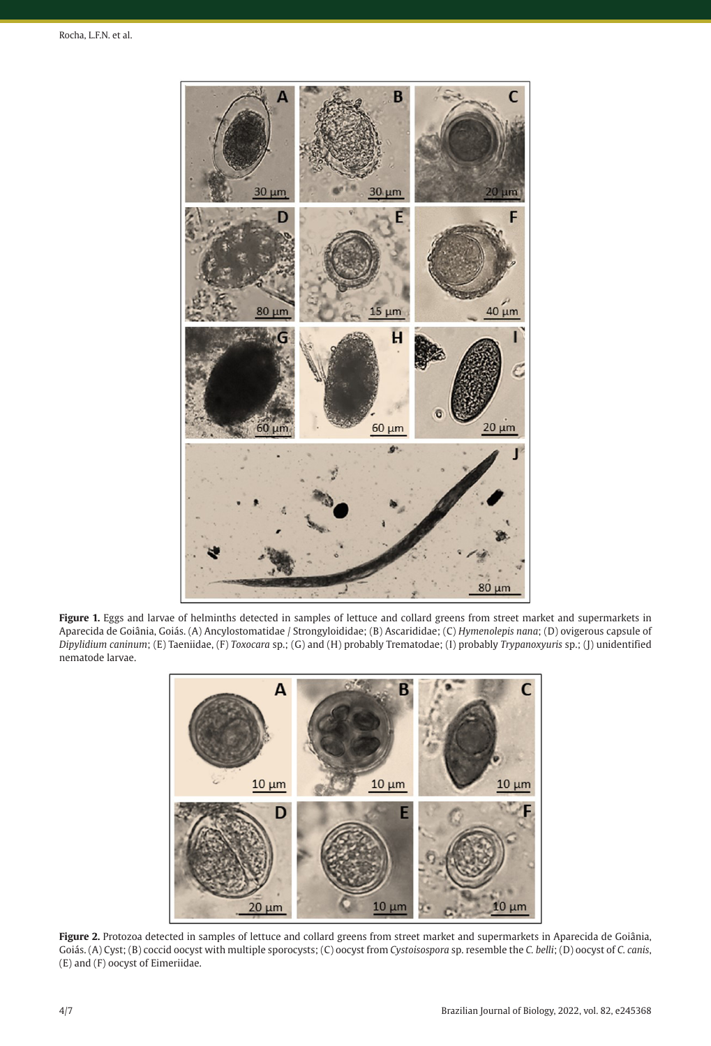**Figure 1.** Eggs and larvae of helminths detected in samples of lettuce and collard greens from street market and supermarkets in Aparecida de Goiânia, Goiás. (A) Ancylostomatidae / Strongyloididae; (B) Ascarididae; (C) *Hymenolepis nana*; (D) ovigerous capsule of *Dipylidium caninum*; (E) Taeniidae, (F) *Toxocara* sp.; (G) and (H) probably Trematodae; (I) probably *Trypanoxyuris* sp.; (J) unidentified nematode larvae.

**Figure 2.** Protozoa detected in samples of lettuce and collard greens from street market and supermarkets in Aparecida de Goiânia, Goiás. (A) Cyst; (B) coccid oocyst with multiple sporocysts; (C) oocyst from *Cystoisospora* sp. resemble the *C. belli*; (D) oocyst of *C. canis*, (E) and (F) oocyst of Eimeriidae.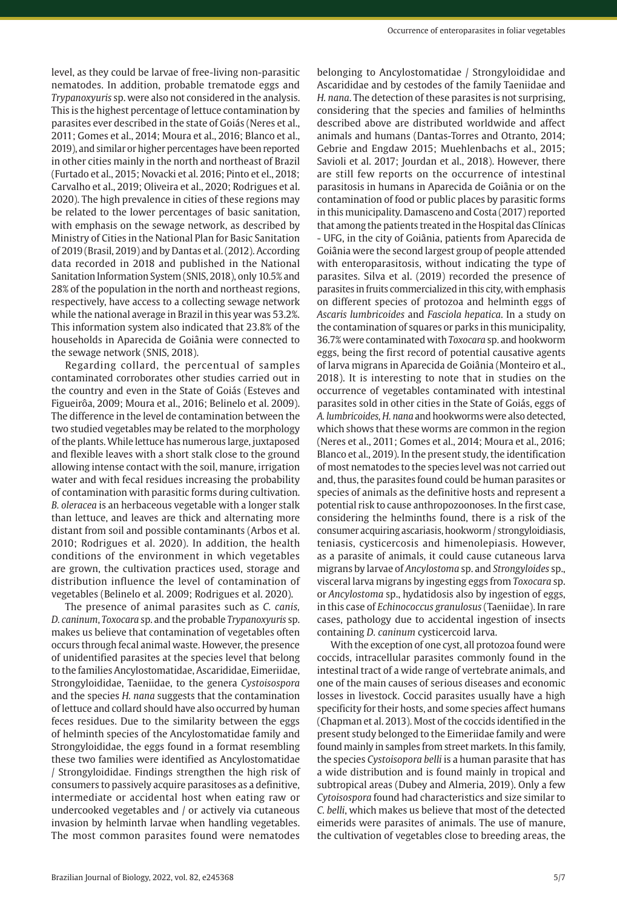level, as they could be larvae of free-living non-parasitic nematodes. In addition, probable trematode eggs and *Trypanoxyuris* sp. were also not considered in the analysis. This is the highest percentage of lettuce contamination by parasites ever described in the state of Goiás (Neres et al., 2011; Gomes et al., 2014; Moura et al., 2016; Blanco et al., 2019), and similar or higher percentages have been reported in other cities mainly in the north and northeast of Brazil (Furtado et al., 2015; Novacki et al. 2016; Pinto et el., 2018; Carvalho et al., 2019; Oliveira et al., 2020; Rodrigues et al. 2020). The high prevalence in cities of these regions may be related to the lower percentages of basic sanitation, with emphasis on the sewage network, as described by Ministry of Cities in the National Plan for Basic Sanitation of 2019 (Brasil, 2019) and by Dantas et al. (2012). According data recorded in 2018 and published in the National Sanitation Information System (SNIS, 2018), only 10.5% and 28% of the population in the north and northeast regions, respectively, have access to a collecting sewage network while the national average in Brazil in this year was 53.2%. This information system also indicated that 23.8% of the households in Aparecida de Goiânia were connected to the sewage network (SNIS, 2018).

Regarding collard, the percentual of samples contaminated corroborates other studies carried out in the country and even in the State of Goiás (Esteves and Figueirôa, 2009; Moura et al., 2016; Belinelo et al. 2009). The difference in the level de contamination between the two studied vegetables may be related to the morphology of the plants. While lettuce has numerous large, juxtaposed and flexible leaves with a short stalk close to the ground allowing intense contact with the soil, manure, irrigation water and with fecal residues increasing the probability of contamination with parasitic forms during cultivation. *B. oleracea* is an herbaceous vegetable with a longer stalk than lettuce, and leaves are thick and alternating more distant from soil and possible contaminants (Arbos et al. 2010; Rodrigues et al. 2020). In addition, the health conditions of the environment in which vegetables are grown, the cultivation practices used, storage and distribution influence the level of contamination of vegetables (Belinelo et al. 2009; Rodrigues et al. 2020).

The presence of animal parasites such as *C. canis*, *D. caninum*, *Toxocara* sp. and the probable *Trypanoxyuris* sp. makes us believe that contamination of vegetables often occurs through fecal animal waste. However, the presence of unidentified parasites at the species level that belong to the families Ancylostomatidae, Ascarididae, Eimeriidae, Strongyloididae, Taeniidae, to the genera *Cystoisospora* and the species *H. nana* suggests that the contamination of lettuce and collard should have also occurred by human feces residues. Due to the similarity between the eggs of helminth species of the Ancylostomatidae family and Strongyloididae, the eggs found in a format resembling these two families were identified as Ancylostomatidae / Strongyloididae. Findings strengthen the high risk of consumers to passively acquire parasitoses as a definitive, intermediate or accidental host when eating raw or undercooked vegetables and / or actively via cutaneous invasion by helminth larvae when handling vegetables. The most common parasites found were nematodes belonging to Ancylostomatidae / Strongyloididae and Ascarididae and by cestodes of the family Taeniidae and *H. nana*. The detection of these parasites is not surprising, considering that the species and families of helminths described above are distributed worldwide and affect animals and humans (Dantas-Torres and Otranto, 2014; Gebrie and Engdaw 2015; Muehlenbachs et al., 2015; Savioli et al. 2017; Jourdan et al., 2018). However, there are still few reports on the occurrence of intestinal parasitosis in humans in Aparecida de Goiânia or on the contamination of food or public places by parasitic forms in this municipality. Damasceno and Costa (2017) reported that among the patients treated in the Hospital das Clínicas - UFG, in the city of Goiânia, patients from Aparecida de Goiânia were the second largest group of people attended with enteroparasitosis, without indicating the type of parasites. Silva et al. (2019) recorded the presence of parasites in fruits commercialized in this city, with emphasis on different species of protozoa and helminth eggs of *Ascaris lumbricoides* and *Fasciola hepatica*. In a study on the contamination of squares or parks in this municipality, 36.7% were contaminated with *Toxocara* sp. and hookworm eggs, being the first record of potential causative agents of larva migrans in Aparecida de Goiânia (Monteiro et al., 2018). It is interesting to note that in studies on the occurrence of vegetables contaminated with intestinal parasites sold in other cities in the State of Goiás, eggs of *A. lumbricoides*, *H. nana* and hookworms were also detected, which shows that these worms are common in the region (Neres et al., 2011; Gomes et al., 2014; Moura et al., 2016; Blanco et al., 2019). In the present study, the identification of most nematodes to the species level was not carried out and, thus, the parasites found could be human parasites or species of animals as the definitive hosts and represent a potential risk to cause anthropozoonoses. In the first case, considering the helminths found, there is a risk of the consumer acquiring ascariasis, hookworm / strongyloidiasis, teniasis, cysticercosis and himenolepiasis. However, as a parasite of animals, it could cause cutaneous larva migrans by larvae of *Ancylostoma* sp. and *Strongyloides* sp., visceral larva migrans by ingesting eggs from *Toxocara* sp. or *Ancylostoma* sp., hydatidosis also by ingestion of eggs, in this case of *Echinococcus granulosus* (Taeniidae). In rare cases, pathology due to accidental ingestion of insects containing *D. caninum* cysticercoid larva.

With the exception of one cyst, all protozoa found were coccids, intracellular parasites commonly found in the intestinal tract of a wide range of vertebrate animals, and one of the main causes of serious diseases and economic losses in livestock. Coccid parasites usually have a high specificity for their hosts, and some species affect humans (Chapman et al. 2013). Most of the coccids identified in the present study belonged to the Eimeriidae family and were found mainly in samples from street markets. In this family, the species *Cystoisopora belli* is a human parasite that has a wide distribution and is found mainly in tropical and subtropical areas (Dubey and Almeria, 2019). Only a few *Cytoisospora* found had characteristics and size similar to *C. belli*, which makes us believe that most of the detected eimerids were parasites of animals. The use of manure, the cultivation of vegetables close to breeding areas, the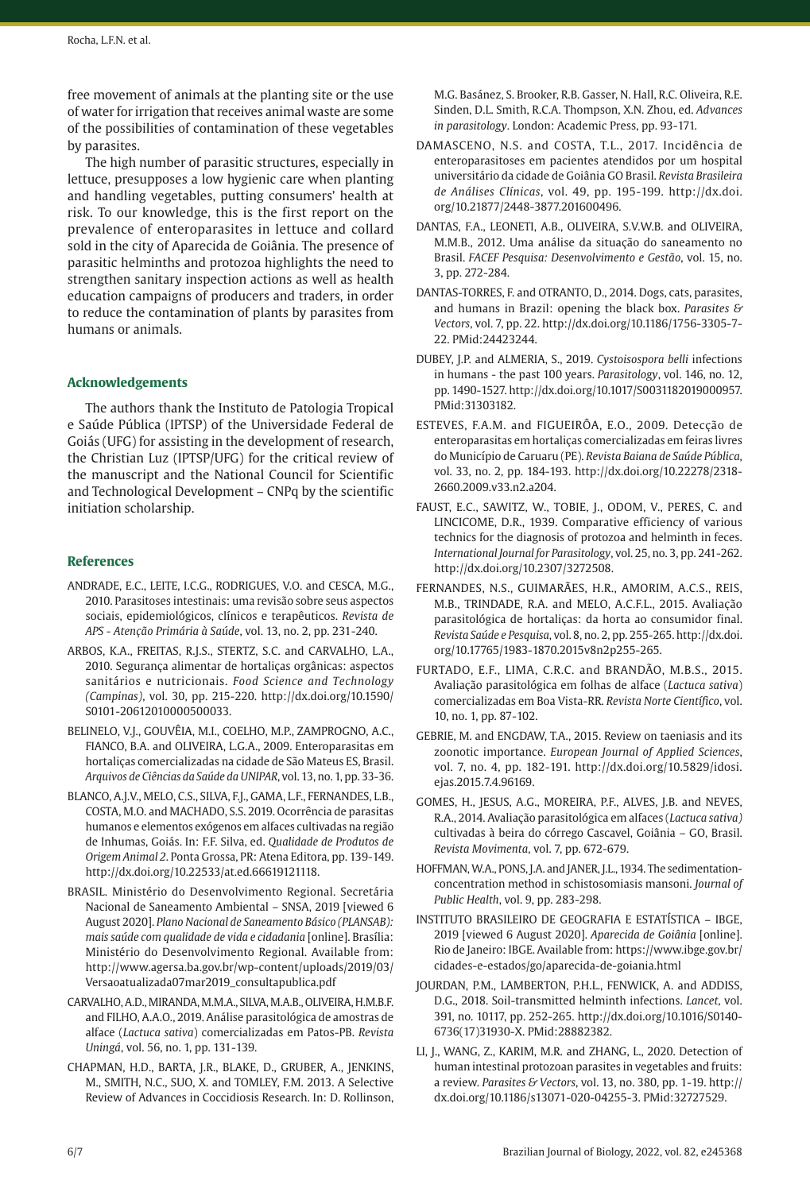free movement of animals at the planting site or the use of water for irrigation that receives animal waste are some of the possibilities of contamination of these vegetables by parasites.

The high number of parasitic structures, especially in lettuce, presupposes a low hygienic care when planting and handling vegetables, putting consumers' health at risk. To our knowledge, this is the first report on the prevalence of enteroparasites in lettuce and collard sold in the city of Aparecida de Goiânia. The presence of parasitic helminths and protozoa highlights the need to strengthen sanitary inspection actions as well as health education campaigns of producers and traders, in order to reduce the contamination of plants by parasites from humans or animals.

## Acknowledgements

The authors thank the Instituto de Patologia Tropical e Saúde Pública (IPTSP) of the Universidade Federal de Goiás (UFG) for assisting in the development of research, the Christian Luz (IPTSP/UFG) for the critical review of the manuscript and the National Council for Scientific and Technological Development – CNPq by the scientific initiation scholarship.

## References

ANDRADE, E.C., LEITE, I.C.G., RODRIGUES, V.O. and CESCA, M.G., 2010. Parasitoses intestinais: uma revisão sobre seus aspectos sociais, epidemiológicos, clínicos e terapêuticos. *Revista de APS - Atenção Primária à Saúde*, vol. 13, no. 2, pp. 231-240.

ARBOS, K.A., FREITAS, R.J.S., STERTZ, S.C. and CARVALHO, L.A., 2010. Segurança alimentar de hortaliças orgânicas: aspectos sanitários e nutricionais. *Food Science and Technology (Campinas)*, vol. 30, pp. 215-220. http://dx.doi.org/10.1590/S0101-20612010000500033.

BELINELO, V.J., GOUVÊIA, M.I., COELHO, M.P., ZAMPROGNO, A.C., FIANCO, B.A. and OLIVEIRA, L.G.A., 2009. Enteroparasitas em hortaliças comercializadas na cidade de São Mateus ES, Brasil. *Arquivos de Ciências da Saúde da UNIPAR*, vol. 13, no. 1, pp. 33-36.

BLANCO, A.J.V., MELO, C.S., SILVA, F.J., GAMA, L.F., FERNANDES, L.B., COSTA, M.O. and MACHADO, S.S. 2019. Ocorrência de parasitas humanos e elementos exógenos em alfaces cultivadas na região de Inhumas, Goiás. In: F.F. Silva, ed. *Qualidade de Produtos de Origem Animal 2*. Ponta Grossa, PR: Atena Editora, pp. 139-149. http://dx.doi.org/10.22533/at.ed.66619121118.

BRASIL. Ministério do Desenvolvimento Regional. Secretária Nacional de Saneamento Ambiental – SNSA, 2019 [viewed 6 August 2020]. *Plano Nacional de Saneamento Básico (PLANSAB): mais saúde com qualidade de vida e cidadania* [online]. Brasília: Ministério do Desenvolvimento Regional. Available from: http://www.agersa.ba.gov.br/wp-content/uploads/2019/03/Versaoatualizada07mar2019_consultapublica.pdf

CARVALHO, A.D., MIRANDA, M.M.A., SILVA, M.A.B., OLIVEIRA, H.M.B.F. and FILHO, A.A.O., 2019. Análise parasitológica de amostras de alface (*Lactuca sativa*) comercializadas em Patos-PB. *Revista Uningá*, vol. 56, no. 1, pp. 131-139.

CHAPMAN, H.D., BARTA, J.R., BLAKE, D., GRUBER, A., JENKINS, M., SMITH, N.C., SUO, X. and TOMLEY, F.M. 2013. A Selective Review of Advances in Coccidiosis Research. In: D. Rollinson, M.G. Basánez, S. Brooker, R.B. Gasser, N. Hall, R.C. Oliveira, R.E. Sinden, D.L. Smith, R.C.A. Thompson, X.N. Zhou, ed. *Advances in parasitology*. London: Academic Press, pp. 93-171.

DAMASCENO, N.S. and COSTA, T.L., 2017. Incidência de enteroparasitoses em pacientes atendidos por um hospital universitário da cidade de Goiânia GO Brasil. *Revista Brasileira de Análises Clínicas*, vol. 49, pp. 195-199. http://dx.doi.org/10.21877/2448-3877.201600496.

DANTAS, F.A., LEONETI, A.B., OLIVEIRA, S.V.W.B. and OLIVEIRA, M.M.B., 2012. Uma análise da situação do saneamento no Brasil. *FACEF Pesquisa: Desenvolvimento e Gestão*, vol. 15, no. 3, pp. 272-284.

DANTAS-TORRES, F. and OTRANTO, D., 2014. Dogs, cats, parasites, and humans in Brazil: opening the black box. *Parasites & Vectors*, vol. 7, pp. 22. http://dx.doi.org/10.1186/1756-3305-7-22. PMid:24423244.

DUBEY, J.P. and ALMERIA, S., 2019. *Cystoisospora belli* infections in humans - the past 100 years. *Parasitology*, vol. 146, no. 12, pp. 1490-1527. http://dx.doi.org/10.1017/S0031182019000957. PMid:31303182.

ESTEVES, F.A.M. and FIGUEIRÔA, E.O., 2009. Detecção de enteroparasitas em hortaliças comercializadas em feiras livres do Município de Caruaru (PE). *Revista Baiana de Saúde Pública*, vol. 33, no. 2, pp. 184-193. http://dx.doi.org/10.22278/2318-2660.2009.v33.n2.a204.

FAUST, E.C., SAWITZ, W., TOBIE, J., ODOM, V., PERES, C. and LINCICOME, D.R., 1939. Comparative efficiency of various technics for the diagnosis of protozoa and helminth in feces. *International Journal for Parasitology*, vol. 25, no. 3, pp. 241-262. http://dx.doi.org/10.2307/3272508.

FERNANDES, N.S., GUIMARÃES, H.R., AMORIM, A.C.S., REIS, M.B., TRINDADE, R.A. and MELO, A.C.F.L., 2015. Avaliação parasitológica de hortaliças: da horta ao consumidor final. *Revista Saúde e Pesquisa*, vol. 8, no. 2, pp. 255-265. http://dx.doi.org/10.17765/1983-1870.2015v8n2p255-265.

FURTADO, E.F., LIMA, C.R.C. and BRANDÃO, M.B.S., 2015. Avaliação parasitológica em folhas de alface (*Lactuca sativa*) comercializadas em Boa Vista-RR. *Revista Norte Científico*, vol. 10, no. 1, pp. 87-102.

GEBRIE, M. and ENGDAW, T.A., 2015. Review on taeniasis and its zoonotic importance. *European Journal of Applied Sciences*, vol. 7, no. 4, pp. 182-191. http://dx.doi.org/10.5829/idosi.ejas.2015.7.4.96169.

GOMES, H., JESUS, A.G., MOREIRA, P.F., ALVES, J.B. and NEVES, R.A., 2014. Avaliação parasitológica em alfaces (*Lactuca sativa*) cultivadas à beira do córrego Cascavel, Goiânia – GO, Brasil. *Revista Movimenta*, vol. 7, pp. 672-679.

HOFFMAN, W.A., PONS, J.A. and JANER, J.L., 1934. The sedimentation-concentration method in schistosomiasis mansoni. *Journal of Public Health*, vol. 9, pp. 283-298.

INSTITUTO BRASILEIRO DE GEOGRAFIA E ESTATÍSTICA – IBGE, 2019 [viewed 6 August 2020]. *Aparecida de Goiânia* [online]. Rio de Janeiro: IBGE. Available from: https://www.ibge.gov.br/cidades-e-estados/go/aparecida-de-goiania.html

JOURDAN, P.M., LAMBERTON, P.H.L., FENWICK, A. and ADDISS, D.G., 2018. Soil-transmitted helminth infections. *Lancet*, vol. 391, no. 10117, pp. 252-265. http://dx.doi.org/10.1016/S0140-6736(17)31930-X. PMid:28882382.

LI, J., WANG, Z., KARIM, M.R. and ZHANG, L., 2020. Detection of human intestinal protozoan parasites in vegetables and fruits: a review. *Parasites & Vectors*, vol. 13, no. 380, pp. 1-19. http://dx.doi.org/10.1186/s13071-020-04255-3. PMid:32727529.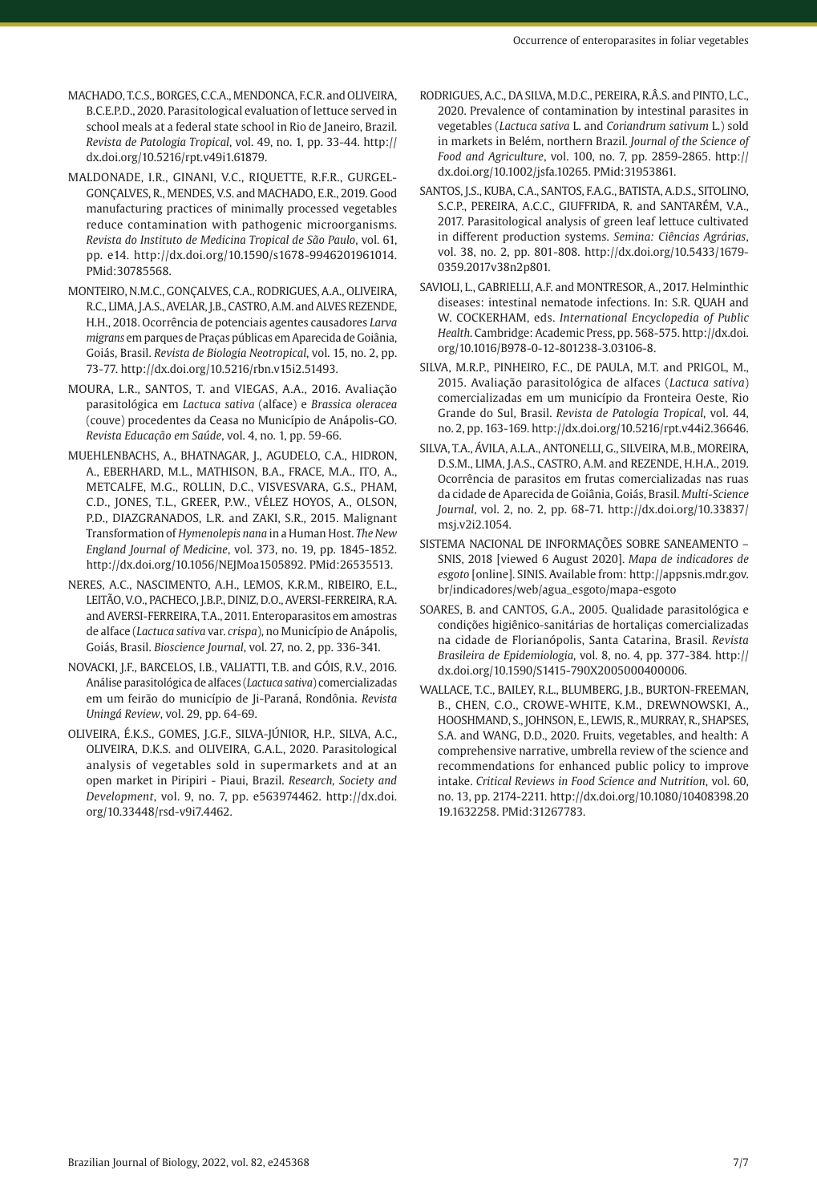MACHADO, T.C.S., BORGES, C.C.A., MENDONCA, F.C.R. and OLIVEIRA, B.C.E.P.D., 2020. Parasitological evaluation of lettuce served in school meals at a federal state school in Rio de Janeiro, Brazil. *Revista de Patologia Tropical*, vol. 49, no. 1, pp. 33-44. http://dx.doi.org/10.5216/rpt.v49i1.61879.

MALDONADE, I.R., GINANI, V.C., RIQUETTE, R.F.R., GURGEL-GONÇALVES, R., MENDES, V.S. and MACHADO, E.R., 2019. Good manufacturing practices of minimally processed vegetables reduce contamination with pathogenic microorganisms. *Revista do Instituto de Medicina Tropical de São Paulo*, vol. 61, pp. e14. http://dx.doi.org/10.1590/s1678-9946201961014. PMid:30785568.

MONTEIRO, N.M.C., GONÇALVES, C.A., RODRIGUES, A.A., OLIVEIRA, R.C., LIMA, J.A.S., AVELAR, J.B., CASTRO, A.M. and ALVES REZENDE, H.H., 2018. Ocorrência de potenciais agentes causadores *Larva migrans* em parques de Praças públicas em Aparecida de Goiânia, Goiás, Brasil. *Revista de Biologia Neotropical*, vol. 15, no. 2, pp. 73-77. http://dx.doi.org/10.5216/rbn.v15i2.51493.

MOURA, L.R., SANTOS, T. and VIEGAS, A.A., 2016. Avaliação parasitológica em *Lactuca sativa* (alface) e *Brassica oleracea* (couve) procedentes da Ceasa no Município de Anápolis-GO. *Revista Educação em Saúde*, vol. 4, no. 1, pp. 59-66.

MUEHLENBACHS, A., BHATNAGAR, J., AGUDELO, C.A., HIDRON, A., EBERHARD, M.L., MATHISON, B.A., FRACE, M.A., ITO, A., METCALFE, M.G., ROLLIN, D.C., VISVESVARA, G.S., PHAM, C.D., JONES, T.L., GREER, P.W., VÉLEZ HOYOS, A., OLSON, P.D., DIAZGRANADOS, L.R. and ZAKI, S.R., 2015. Malignant Transformation of *Hymenolepis nana* in a Human Host. *The New England Journal of Medicine*, vol. 373, no. 19, pp. 1845-1852. http://dx.doi.org/10.1056/NEJMoa1505892. PMid:26535513.

NERES, A.C., NASCIMENTO, A.H., LEMOS, K.R.M., RIBEIRO, E.L., LEITÃO, V.O., PACHECO, J.B.P., DINIZ, D.O., AVERSI-FERREIRA, R.A. and AVERSI-FERREIRA, T.A., 2011. Enteroparasitos em amostras de alface (*Lactuca sativa* var. *crispa*), no Município de Anápolis, Goiás, Brasil. *Bioscience Journal*, vol. 27, no. 2, pp. 336-341.

NOVACKI, J.F., BARCELOS, I.B., VALIATTI, T.B. and GÓIS, R.V., 2016. Análise parasitológica de alfaces (*Lactuca sativa*) comercializadas em um feirão do município de Ji-Paraná, Rondônia. *Revista Uningá Review*, vol. 29, pp. 64-69.

OLIVEIRA, É.K.S., GOMES, J.G.F., SILVA-JÚNIOR, H.P., SILVA, A.C., OLIVEIRA, D.K.S. and OLIVEIRA, G.A.L., 2020. Parasitological analysis of vegetables sold in supermarkets and at an open market in Piripiri - Piaui, Brazil. *Research, Society and Development*, vol. 9, no. 7, pp. e563974462. http://dx.doi.org/10.33448/rsd-v9i7.4462.

RODRIGUES, A.C., DA SILVA, M.D.C., PEREIRA, R.Â.S. and PINTO, L.C., 2020. Prevalence of contamination by intestinal parasites in vegetables (*Lactuca sativa* L. and *Coriandrum sativum* L.) sold in markets in Belém, northern Brazil. *Journal of the Science of Food and Agriculture*, vol. 100, no. 7, pp. 2859-2865. http://dx.doi.org/10.1002/jsfa.10265. PMid:31953861.

SANTOS, J.S., KUBA, C.A., SANTOS, F.A.G., BATISTA, A.D.S., SITOLINO, S.C.P., PEREIRA, A.C.C., GIUFFRIDA, R. and SANTARÉM, V.A., 2017. Parasitological analysis of green leaf lettuce cultivated in different production systems. *Semina: Ciências Agrárias*, vol. 38, no. 2, pp. 801-808. http://dx.doi.org/10.5433/1679-0359.2017v38n2p801.

SAVIOLI, L., GABRIELLI, A.F. and MONTRESOR, A., 2017. Helminthic diseases: intestinal nematode infections. In: S.R. QUAH and W. COCKERHAM, eds. *International Encyclopedia of Public Health*. Cambridge: Academic Press, pp. 568-575. http://dx.doi.org/10.1016/B978-0-12-801238-3.03106-8.

SILVA, M.R.P., PINHEIRO, F.C., DE PAULA, M.T. and PRIGOL, M., 2015. Avaliação parasitológica de alfaces (*Lactuca sativa*) comercializadas em um município da Fronteira Oeste, Rio Grande do Sul, Brasil. *Revista de Patologia Tropical*, vol. 44, no. 2, pp. 163-169. http://dx.doi.org/10.5216/rpt.v44i2.36646.

SILVA, T.A., ÁVILA, A.L.A., ANTONELLI, G., SILVEIRA, M.B., MOREIRA, D.S.M., LIMA, J.A.S., CASTRO, A.M. and REZENDE, H.H.A., 2019. Ocorrência de parasitos em frutas comercializadas nas ruas da cidade de Aparecida de Goiânia, Goiás, Brasil. *Multi-Science Journal*, vol. 2, no. 2, pp. 68-71. http://dx.doi.org/10.33837/msj.v2i2.1054.

SISTEMA NACIONAL DE INFORMAÇÕES SOBRE SANEAMENTO – SNIS, 2018 [viewed 6 August 2020]. *Mapa de indicadores de esgoto* [online]. SINIS. Available from: http://appsnis.mdr.gov.br/indicadores/web/agua_esgoto/mapa-esgoto

SOARES, B. and CANTOS, G.A., 2005. Qualidade parasitológica e condições higiênico-sanitárias de hortaliças comercializadas na cidade de Florianópolis, Santa Catarina, Brasil. *Revista Brasileira de Epidemiologia*, vol. 8, no. 4, pp. 377-384. http://dx.doi.org/10.1590/S1415-790X2005000400006.

WALLACE, T.C., BAILEY, R.L., BLUMBERG, J.B., BURTON-FREEMAN, B., CHEN, C.O., CROWE-WHITE, K.M., DREWNOWSKI, A., HOOSHMAND, S., JOHNSON, E., LEWIS, R., MURRAY, R., SHAPSES, S.A. and WANG, D.D., 2020. Fruits, vegetables, and health: A comprehensive narrative, umbrella review of the science and recommendations for enhanced public policy to improve intake. *Critical Reviews in Food Science and Nutrition*, vol. 60, no. 13, pp. 2174-2211. http://dx.doi.org/10.1080/10408398.2019.1632258. PMid:31267783.